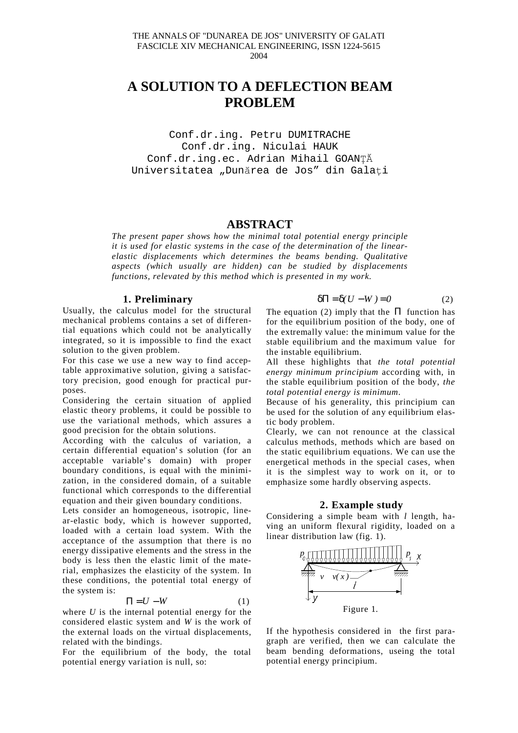THE ANNALS OF "DUNAREA DE JOS" UNIVERSITY OF GALATI
FASCICLE XIV MECHANICAL ENGINEERING, ISSN 1224-5615
2004

# A SOLUTION TO A DEFLECTION BEAM PROBLEM

Conf.dr.ing. Petru DUMITRACHE
Conf.dr.ing. Niculai HAUK
Conf.dr.ing.ec. Adrian Mihail GOANŢĂ
Universitatea „Dunărea de Jos" din Galaţi

## ABSTRACT

*The present paper shows how the minimal total potential energy principle it is used for elastic systems in the case of the determination of the linear-elastic displacements which determines the beams bending. Qualitative aspects (which usually are hidden) can be studied by displacements functions, relevated by this method which is presented in my work.*

### 1. Preliminary

Usually, the calculus model for the structural mechanical problems contains a set of differential equations which could not be analytically integrated, so it is impossible to find the exact solution to the given problem.

For this case we use a new way to find acceptable approximative solution, giving a satisfactory precision, good enough for practical purposes.

Considering the certain situation of applied elastic theory problems, it could be possible to use the variational methods, which assures a good precision for the obtain solutions.

According with the calculus of variation, a certain differential equation's solution (for an acceptable variable's domain) with proper boundary conditions, is equal with the minimization, in the considered domain, of a suitable functional which corresponds to the differential equation and their given boundary conditions.

Lets consider an homogeneous, isotropic, linear-elastic body, which is however supported, loaded with a certain load system. With the acceptance of the assumption that there is no energy dissipative elements and the stress in the body is less then the elastic limit of the material, emphasizes the elasticity of the system. In these conditions, the potential total energy of the system is:

$$\Pi = U - W \tag{1}$$

where $U$ is the internal potential energy for the considered elastic system and $W$ is the work of the external loads on the virtual displacements, related with the bindings.

For the equilibrium of the body, the total potential energy variation is null, so:

$$\delta\Pi = \delta(U - W) = 0 \tag{2}$$

The equation (2) imply that the $\Pi$ function has for the equilibrium position of the body, one of the extremally value: the minimum value for the stable equilibrium and the maximum value for the instable equilibrium.

All these highlights that *the total potential energy minimum principium* according with, in the stable equilibrium position of the body, *the total potential energy is minimum*.

Because of his generality, this principium can be used for the solution of any equilibrium elastic body problem.

Clearly, we can not renounce at the classical calculus methods, methods which are based on the static equilibrium equations. We can use the energetical methods in the special cases, when it is the simplest way to work on it, or to emphasize some hardly observing aspects.

### 2. Example study

Considering a simple beam with $l$ length, having an uniform flexural rigidity, loaded on a linear distribution law (fig. 1).

Figure 1.

If the hypothesis considered in the first paragraph are verified, then we can calculate the beam bending deformations, useing the total potential energy principium.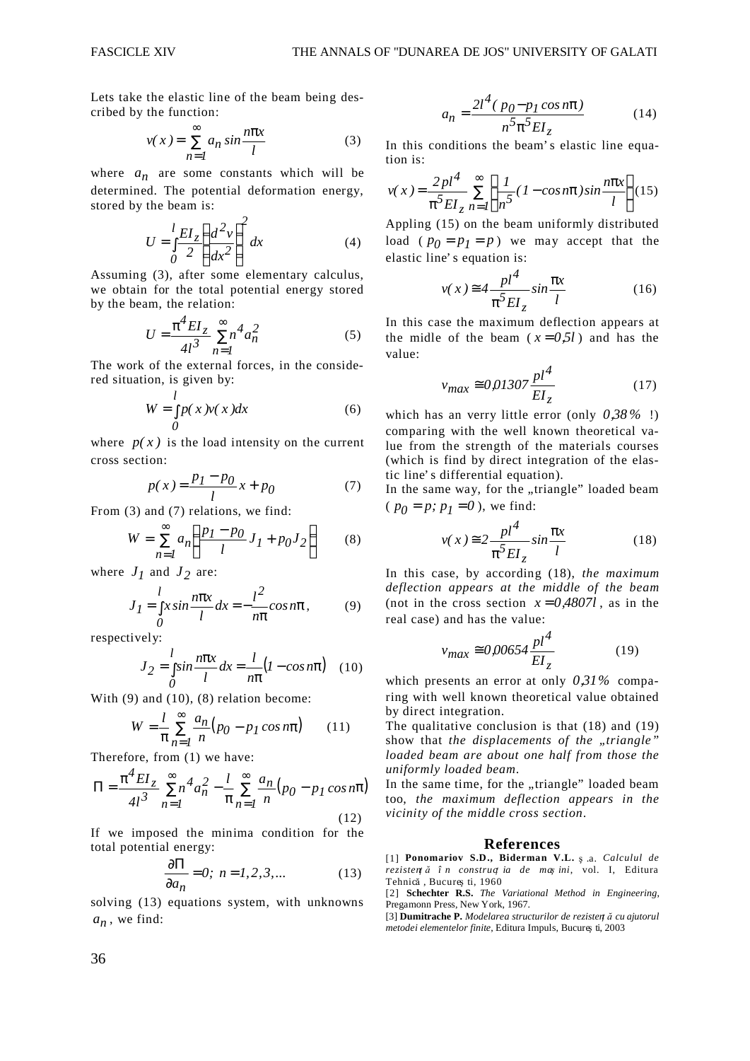Lets take the elastic line of the beam being described by the function:

$$v(x) = \sum_{n=1}^{\infty} a_n \sin\frac{n\pi x}{l} \tag{3}$$

where $a_n$ are some constants which will be determined. The potential deformation energy, stored by the beam is:

$$U = \int_0^l \frac{EI_z}{2}\left(\frac{d^2v}{dx^2}\right)^2 dx \tag{4}$$

Assuming (3), after some elementary calculus, we obtain for the total potential energy stored by the beam, the relation:

$$U = \frac{\pi^4 EI_z}{4l^3}\sum_{n=1}^{\infty} n^4 a_n^2 \tag{5}$$

The work of the external forces, in the considered situation, is given by:

$$W = \int_0^l p(x)v(x)dx \tag{6}$$

where $p(x)$ is the load intensity on the current cross section:

$$p(x) = \frac{p_1 - p_0}{l}x + p_0 \tag{7}$$

From (3) and (7) relations, we find:

$$W = \sum_{n=1}^{\infty} a_n\left(\frac{p_1 - p_0}{l}J_1 + p_0 J_2\right) \tag{8}$$

where $J_1$ and $J_2$ are:

$$J_1 = \int_0^l x\sin\frac{n\pi x}{l}dx = -\frac{l^2}{n\pi}\cos n\pi, \tag{9}$$

respectively:

$$J_2 = \int_0^l \sin\frac{n\pi x}{l}dx = \frac{l}{n\pi}(1 - \cos n\pi) \tag{10}$$

With (9) and (10), (8) relation become:

$$W = \frac{l}{\pi}\sum_{n=1}^{\infty}\frac{a_n}{n}(p_0 - p_1\cos n\pi) \tag{11}$$

Therefore, from (1) we have:

$$\Pi = \frac{\pi^4 EI_z}{4l^3}\sum_{n=1}^{\infty} n^4 a_n^2 - \frac{l}{\pi}\sum_{n=1}^{\infty}\frac{a_n}{n}(p_0 - p_1\cos n\pi) \tag{12}$$

If we imposed the minima condition for the total potential energy:

$$\frac{\partial \Pi}{\partial a_n} = 0;\ n = 1, 2, 3, \ldots \tag{13}$$

solving (13) equations system, with unknowns $a_n$, we find:

$$a_n = \frac{2l^4(p_0 - p_1\cos n\pi)}{n^5\pi^5 EI_z} \tag{14}$$

In this conditions the beam's elastic line equation is:

$$v(x) = \frac{2pl^4}{\pi^5 EI_z}\sum_{n=1}^{\infty}\left[\frac{1}{n^5}(1 - \cos n\pi)\sin\frac{n\pi x}{l}\right] \tag{15}$$

Appling (15) on the beam uniformly distributed load ($p_0 = p_1 = p$) we may accept that the elastic line's equation is:

$$v(x) \cong 4\frac{pl^4}{\pi^5 EI_z}\sin\frac{\pi x}{l} \tag{16}$$

In this case the maximum deflection appears at the midle of the beam ($x = 0{,}5l$) and has the value:

$$v_{max} \cong 0{,}01307\frac{pl^4}{EI_z} \tag{17}$$

which has an verry little error (only $0{,}38\%$ !) comparing with the well known theoretical value from the strength of the materials courses (which is find by direct integration of the elastic line's differential equation).

In the same way, for the „triangle" loaded beam ($p_0 = p;\ p_1 = 0$), we find:

$$v(x) \cong 2\frac{pl^4}{\pi^5 EI_z}\sin\frac{\pi x}{l} \tag{18}$$

In this case, by according (18), *the maximum deflection appears at the middle of the beam* (not in the cross section $x = 0{,}4807l$, as in the real case) and has the value:

$$v_{max} \cong 0{,}00654\frac{pl^4}{EI_z} \tag{19}$$

which presents an error at only $0{,}31\%$ comparing with well known theoretical value obtained by direct integration.

The qualitative conclusion is that (18) and (19) show that *the displacements of the „triangle" loaded beam are about one half from those the uniformly loaded beam*.

In the same time, for the „triangle" loaded beam too, *the maximum deflection appears in the vicinity of the middle cross section*.

## References

[1] **Ponomariov S.D., Biderman V.L.** ş.a. *Calculul de rezistenţă în construcţia de maşini*, vol. I, Editura Tehnică, Bucureşti, 1960

[2] **Schechter R.S.** *The Variational Method in Engineering*, Pregamonn Press, New York, 1967.

[3] **Dumitrache P.** *Modelarea structurilor de rezistenţă cu ajutorul metodei elementelor finite*, Editura Impuls, Bucureşti, 2003